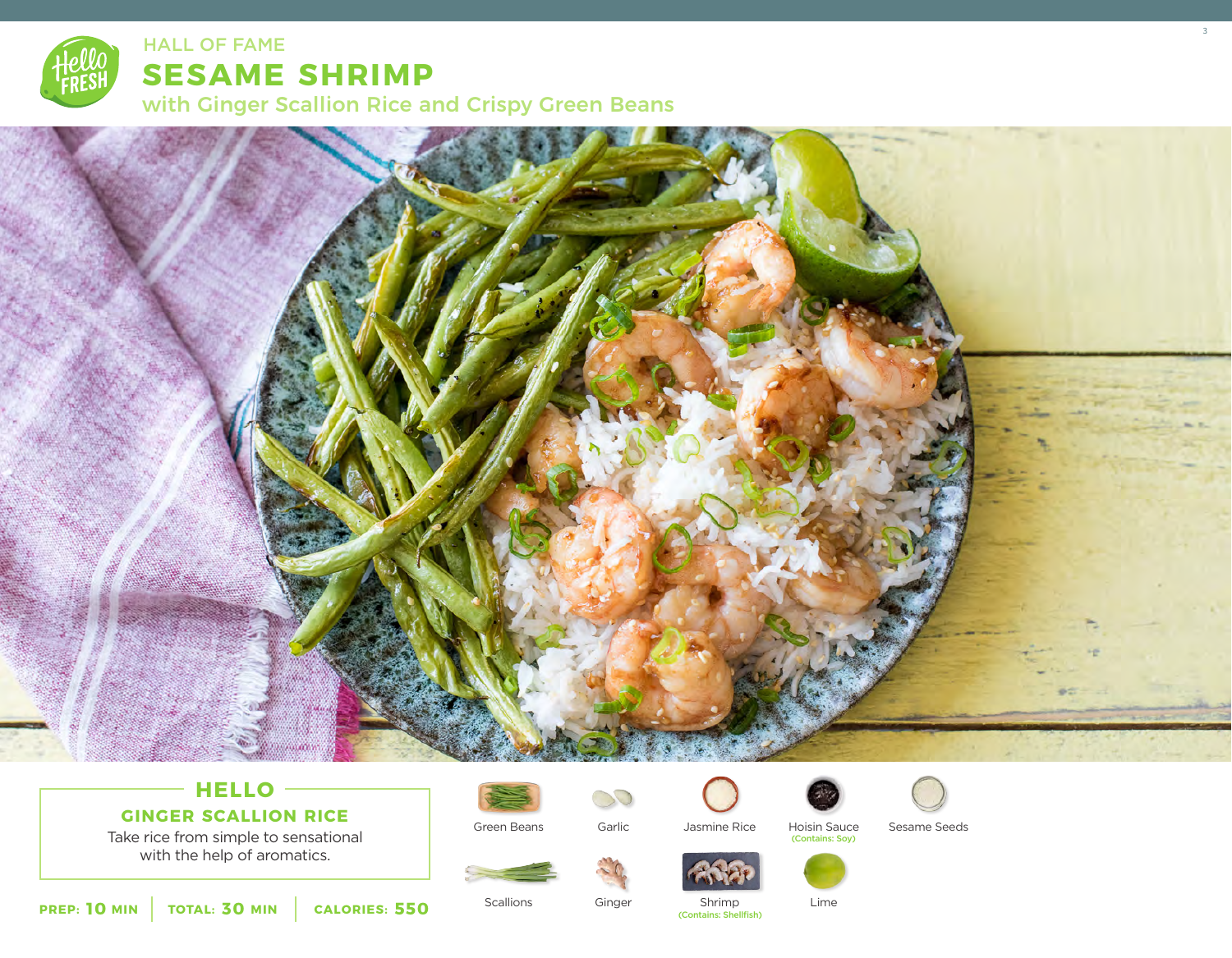HALL OF FAME

# SESAME SHRIMP

## with Ginger Scallion Rice and Crispy Green Beans

### HELLO

**GINGER SCALLION RICE**

Take rice from simple to sensational with the help of aromatics.

**PREP: 10 MIN** | **TOTAL: 30 MIN** | **CALORIES: 550**

- Green Beans
- Garlic
- Jasmine Rice
- Hoisin Sauce (Contains: Soy)
- Sesame Seeds
- Scallions
- Ginger
- Shrimp (Contains: Shellfish)
- Lime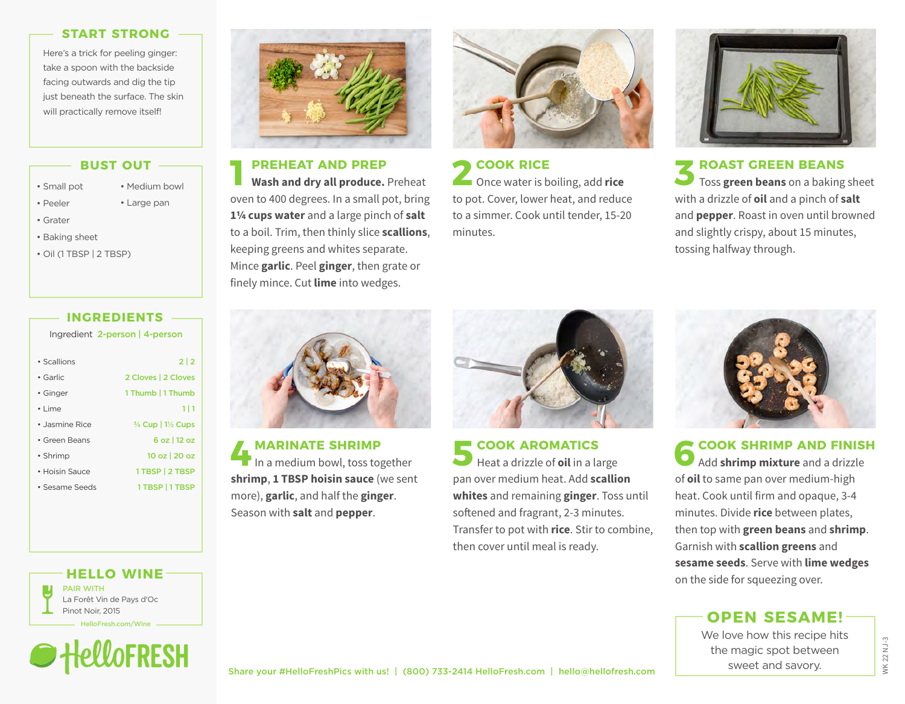## START STRONG

Here's a trick for peeling ginger: take a spoon with the backside facing outwards and dig the tip just beneath the surface. The skin will practically remove itself!

## BUST OUT

- Small pot
- Peeler
- Grater
- Baking sheet
- Oil (1 TBSP | 2 TBSP)
- Medium bowl
- Large pan

## INGREDIENTS

| Ingredient | 2-person \| 4-person |
|---|---|
| Scallions | 2 \| 2 |
| Garlic | 2 Cloves \| 2 Cloves |
| Ginger | 1 Thumb \| 1 Thumb |
| Lime | 1 \| 1 |
| Jasmine Rice | ¾ Cup \| 1½ Cups |
| Green Beans | 6 oz \| 12 oz |
| Shrimp | 10 oz \| 20 oz |
| Hoisin Sauce | 1 TBSP \| 2 TBSP |
| Sesame Seeds | 1 TBSP \| 1 TBSP |

## HELLO WINE

PAIR WITH
La Forêt Vin de Pays d'Oc
Pinot Noir, 2015
HelloFresh.com/Wine

HelloFRESH

## 1 PREHEAT AND PREP

**Wash and dry all produce.** Preheat oven to 400 degrees. In a small pot, bring **1¼ cups water** and a large pinch of **salt** to a boil. Trim, then thinly slice **scallions**, keeping greens and whites separate. Mince **garlic**. Peel **ginger**, then grate or finely mince. Cut **lime** into wedges.

## 2 COOK RICE

Once water is boiling, add **rice** to pot. Cover, lower heat, and reduce to a simmer. Cook until tender, 15-20 minutes.

## 3 ROAST GREEN BEANS

Toss **green beans** on a baking sheet with a drizzle of **oil** and a pinch of **salt** and **pepper**. Roast in oven until browned and slightly crispy, about 15 minutes, tossing halfway through.

## 4 MARINATE SHRIMP

In a medium bowl, toss together **shrimp**, **1 TBSP hoisin sauce** (we sent more), **garlic**, and half the **ginger**. Season with **salt** and **pepper**.

## 5 COOK AROMATICS

Heat a drizzle of **oil** in a large pan over medium heat. Add **scallion whites** and remaining **ginger**. Toss until softened and fragrant, 2-3 minutes. Transfer to pot with **rice**. Stir to combine, then cover until meal is ready.

## 6 COOK SHRIMP AND FINISH

Add **shrimp mixture** and a drizzle of **oil** to same pan over medium-high heat. Cook until firm and opaque, 3-4 minutes. Divide **rice** between plates, then top with **green beans** and **shrimp**. Garnish with **scallion greens** and **sesame seeds**. Serve with **lime wedges** on the side for squeezing over.

## OPEN SESAME!

We love how this recipe hits the magic spot between sweet and savory.

Share your #HelloFreshPics with us! | (800) 733-2414 HelloFresh.com | hello@hellofresh.com

WK 22 NJ-3